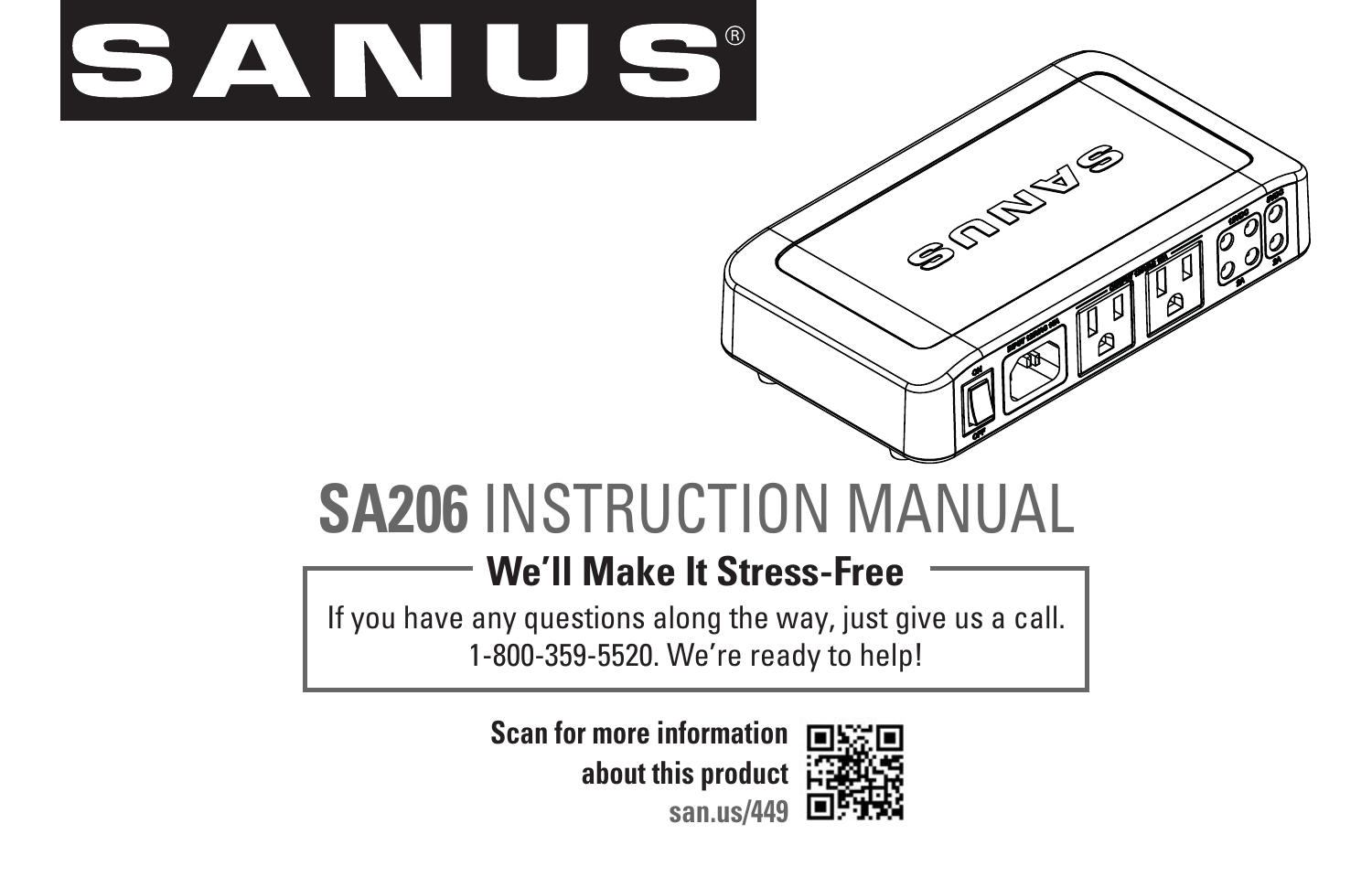# SANUS®

# SA206 INSTRUCTION MANUAL

## We'll Make It Stress-Free

If you have any questions along the way, just give us a call. 1-800-359-5520. We're ready to help!

**Scan for more information about this product**
**san.us/449**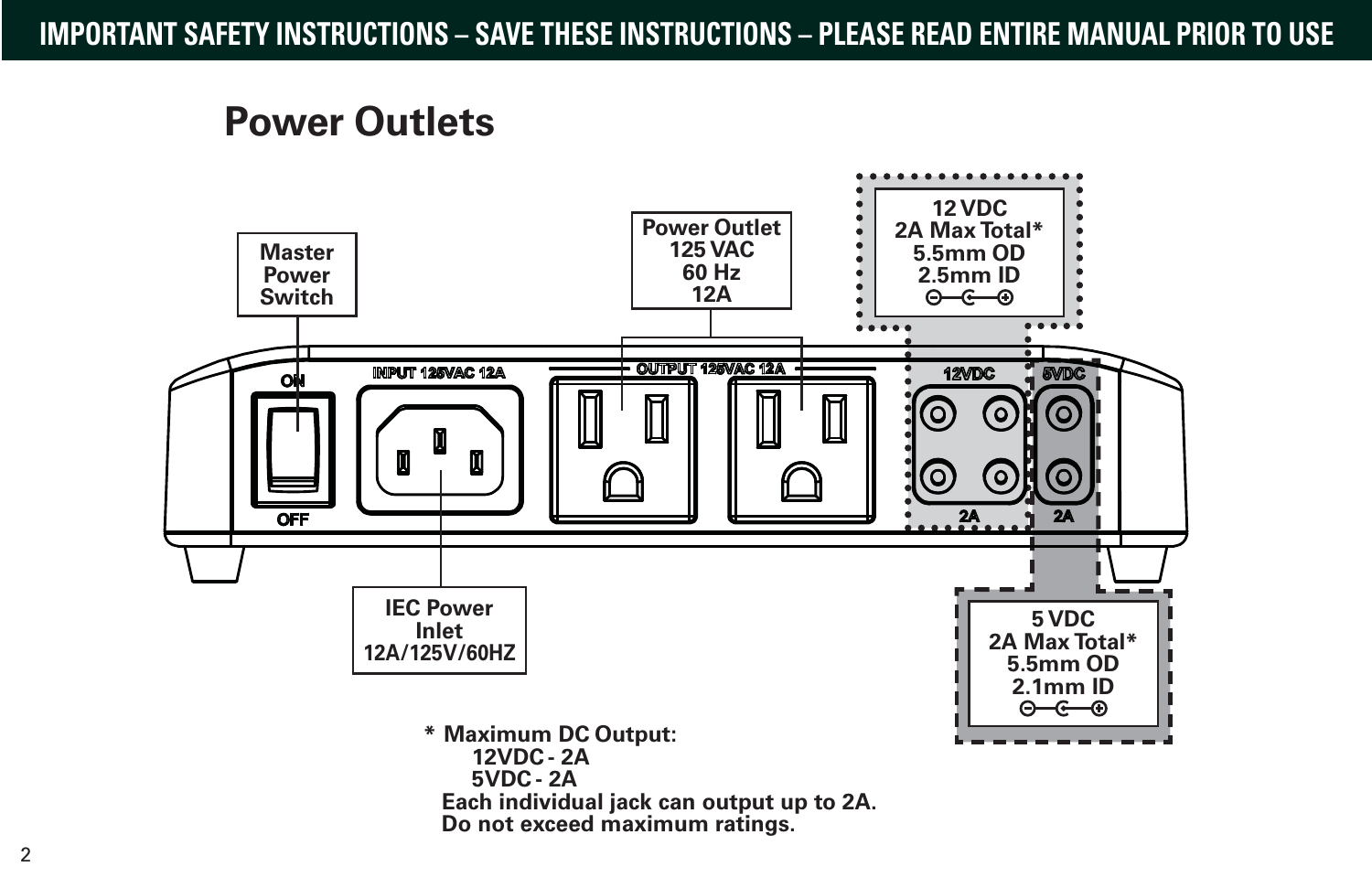IMPORTANT SAFETY INSTRUCTIONS – SAVE THESE INSTRUCTIONS – PLEASE READ ENTIRE MANUAL PRIOR TO USE

# Power Outlets

Master Power Switch

Power Outlet
125 VAC
60 Hz
12A

12 VDC
2A Max Total*
5.5mm OD
2.5mm ID

ON

OFF

INPUT 125VAC 12A

OUTPUT 125VAC 12A

12VDC

5VDC

2A

2A

IEC Power Inlet
12A/125V/60HZ

5 VDC
2A Max Total*
5.5mm OD
2.1mm ID

\* **Maximum DC Output:**
**12VDC - 2A**
**5VDC - 2A**
**Each individual jack can output up to 2A.**
**Do not exceed maximum ratings.**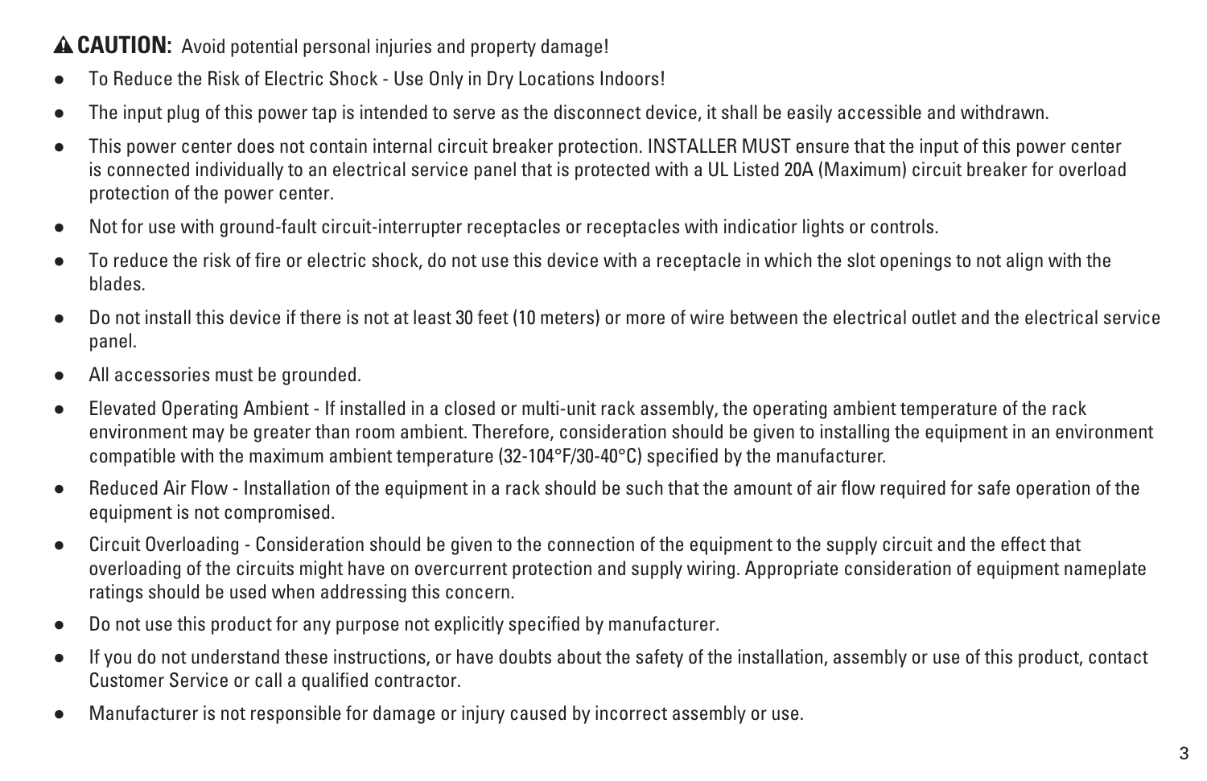**⚠ CAUTION:** Avoid potential personal injuries and property damage!

- To Reduce the Risk of Electric Shock - Use Only in Dry Locations Indoors!
- The input plug of this power tap is intended to serve as the disconnect device, it shall be easily accessible and withdrawn.
- This power center does not contain internal circuit breaker protection. INSTALLER MUST ensure that the input of this power center is connected individually to an electrical service panel that is protected with a UL Listed 20A (Maximum) circuit breaker for overload protection of the power center.
- Not for use with ground-fault circuit-interrupter receptacles or receptacles with indicatior lights or controls.
- To reduce the risk of fire or electric shock, do not use this device with a receptacle in which the slot openings to not align with the blades.
- Do not install this device if there is not at least 30 feet (10 meters) or more of wire between the electrical outlet and the electrical service panel.
- All accessories must be grounded.
- Elevated Operating Ambient - If installed in a closed or multi-unit rack assembly, the operating ambient temperature of the rack environment may be greater than room ambient. Therefore, consideration should be given to installing the equipment in an environment compatible with the maximum ambient temperature (32-104°F/30-40°C) specified by the manufacturer.
- Reduced Air Flow - Installation of the equipment in a rack should be such that the amount of air flow required for safe operation of the equipment is not compromised.
- Circuit Overloading - Consideration should be given to the connection of the equipment to the supply circuit and the effect that overloading of the circuits might have on overcurrent protection and supply wiring. Appropriate consideration of equipment nameplate ratings should be used when addressing this concern.
- Do not use this product for any purpose not explicitly specified by manufacturer.
- If you do not understand these instructions, or have doubts about the safety of the installation, assembly or use of this product, contact Customer Service or call a qualified contractor.
- Manufacturer is not responsible for damage or injury caused by incorrect assembly or use.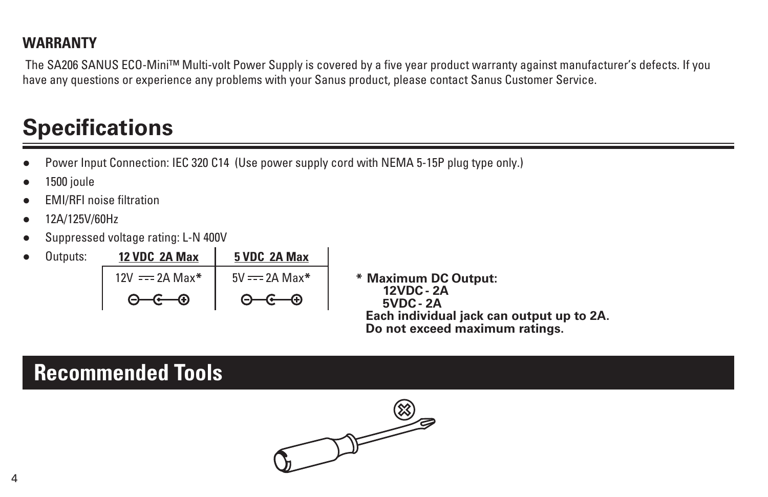## WARRANTY

The SA206 SANUS ECO-Mini™ Multi-volt Power Supply is covered by a five year product warranty against manufacturer's defects. If you have any questions or experience any problems with your Sanus product, please contact Sanus Customer Service.

# Specifications

- Power Input Connection: IEC 320 C14 (Use power supply cord with NEMA 5-15P plug type only.)
- 1500 joule
- EMI/RFI noise filtration
- 12A/125V/60Hz
- Suppressed voltage rating: L-N 400V
- Outputs:

| 12 VDC 2A Max | 5 VDC 2A Max |
|---|---|
| 12V ⎓ 2A Max* | 5V ⎓ 2A Max* |
| ⊖—⊂—⊕ | ⊖—⊂—⊕ |

**\* Maximum DC Output:**
**12VDC - 2A**
**5VDC - 2A**
**Each individual jack can output up to 2A.**
**Do not exceed maximum ratings.**

# Recommended Tools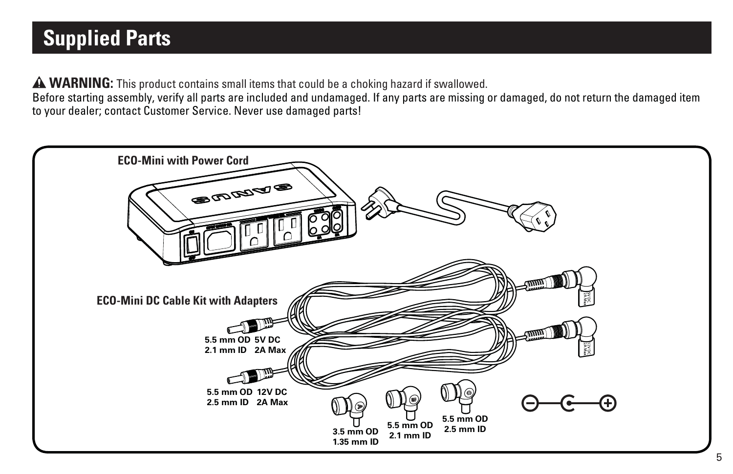# Supplied Parts

⚠ **WARNING:** This product contains small items that could be a choking hazard if swallowed.
Before starting assembly, verify all parts are included and undamaged. If any parts are missing or damaged, do not return the damaged item to your dealer; contact Customer Service. Never use damaged parts!

**ECO-Mini with Power Cord**

**ECO-Mini DC Cable Kit with Adapters**

**5.5 mm OD 5V DC**
**2.1 mm ID 2A Max**

**5.5 mm OD 12V DC**
**2.5 mm ID 2A Max**

**3.5 mm OD**
**1.35 mm ID**

**5.5 mm OD**
**2.1 mm ID**

**5.5 mm OD**
**2.5 mm ID**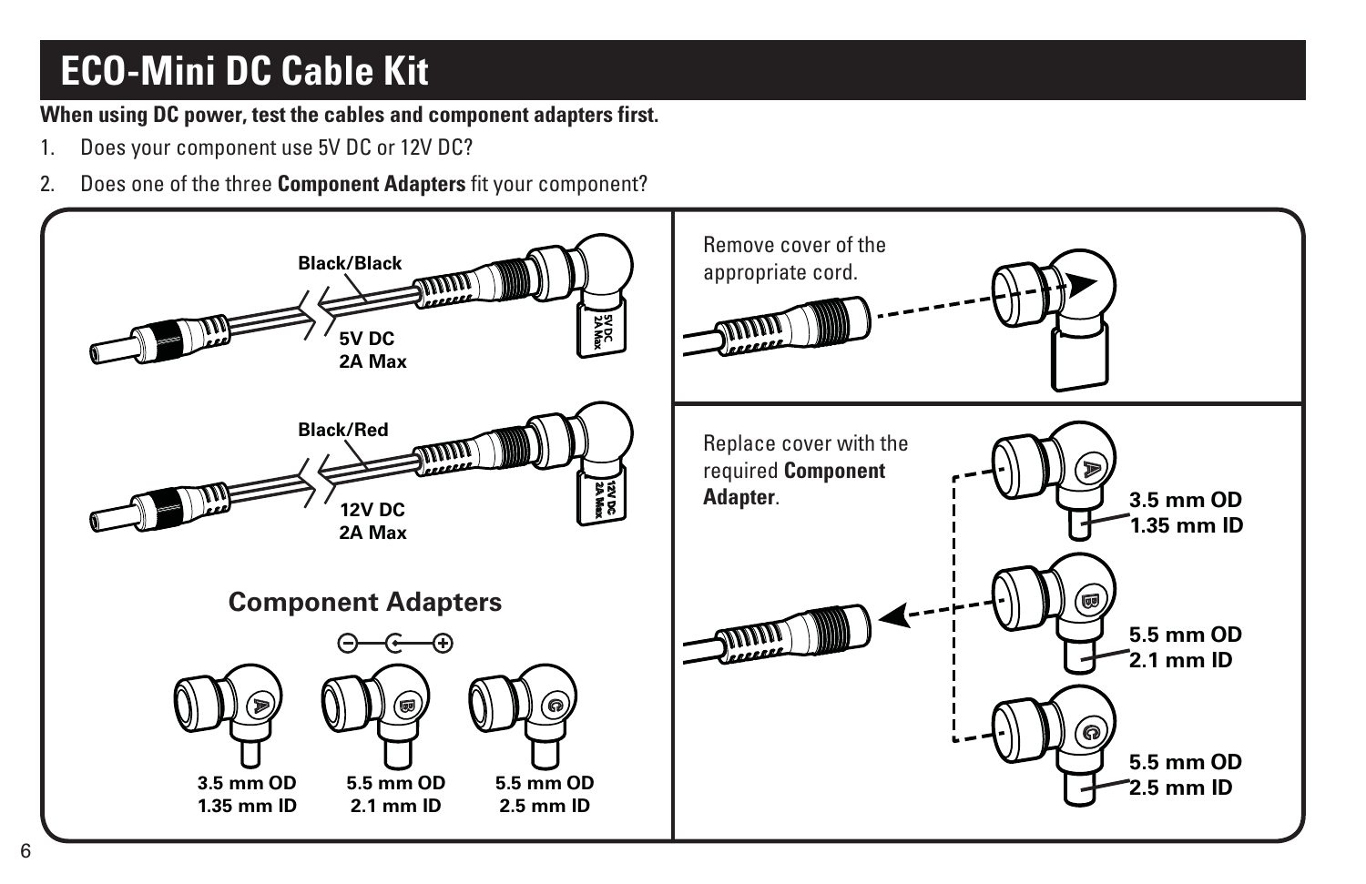# ECO-Mini DC Cable Kit

**When using DC power, test the cables and component adapters first.**

1. Does your component use 5V DC or 12V DC?
2. Does one of the three **Component Adapters** fit your component?

Black/Black

5V DC
2A Max

Black/Red

12V DC
2A Max

## Component Adapters

A: 3.5 mm OD 1.35 mm ID

B: 5.5 mm OD 2.1 mm ID

C: 5.5 mm OD 2.5 mm ID

Remove cover of the appropriate cord.

Replace cover with the required **Component Adapter**.

3.5 mm OD
1.35 mm ID

5.5 mm OD
2.1 mm ID

5.5 mm OD
2.5 mm ID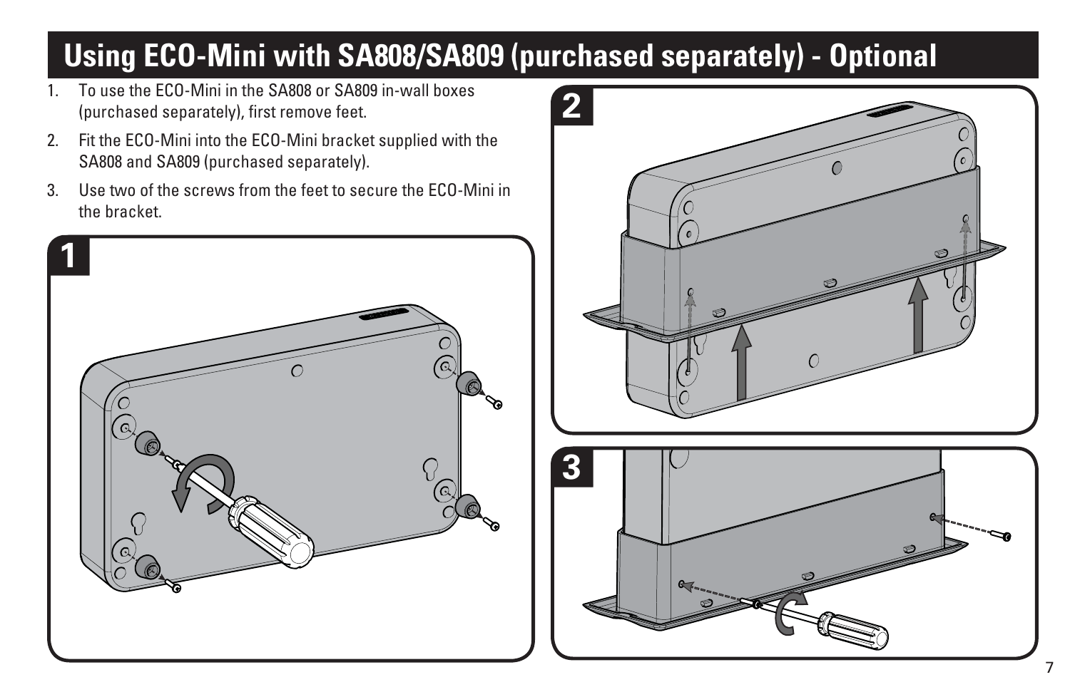# Using ECO-Mini with SA808/SA809 (purchased separately) - Optional

1. To use the ECO-Mini in the SA808 or SA809 in-wall boxes (purchased separately), first remove feet.
2. Fit the ECO-Mini into the ECO-Mini bracket supplied with the SA808 and SA809 (purchased separately).
3. Use two of the screws from the feet to secure the ECO-Mini in the bracket.

1

2

3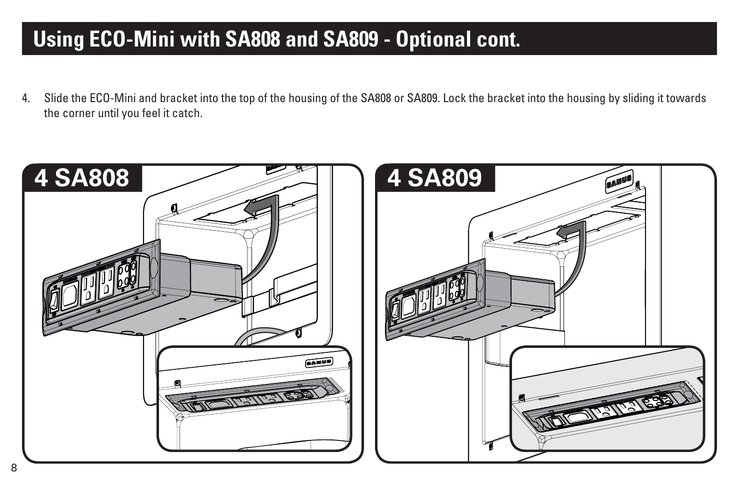# Using ECO-Mini with SA808 and SA809 - Optional cont.

4. Slide the ECO-Mini and bracket into the top of the housing of the SA808 or SA809. Lock the bracket into the housing by sliding it towards the corner until you feel it catch.

4 SA808

4 SA809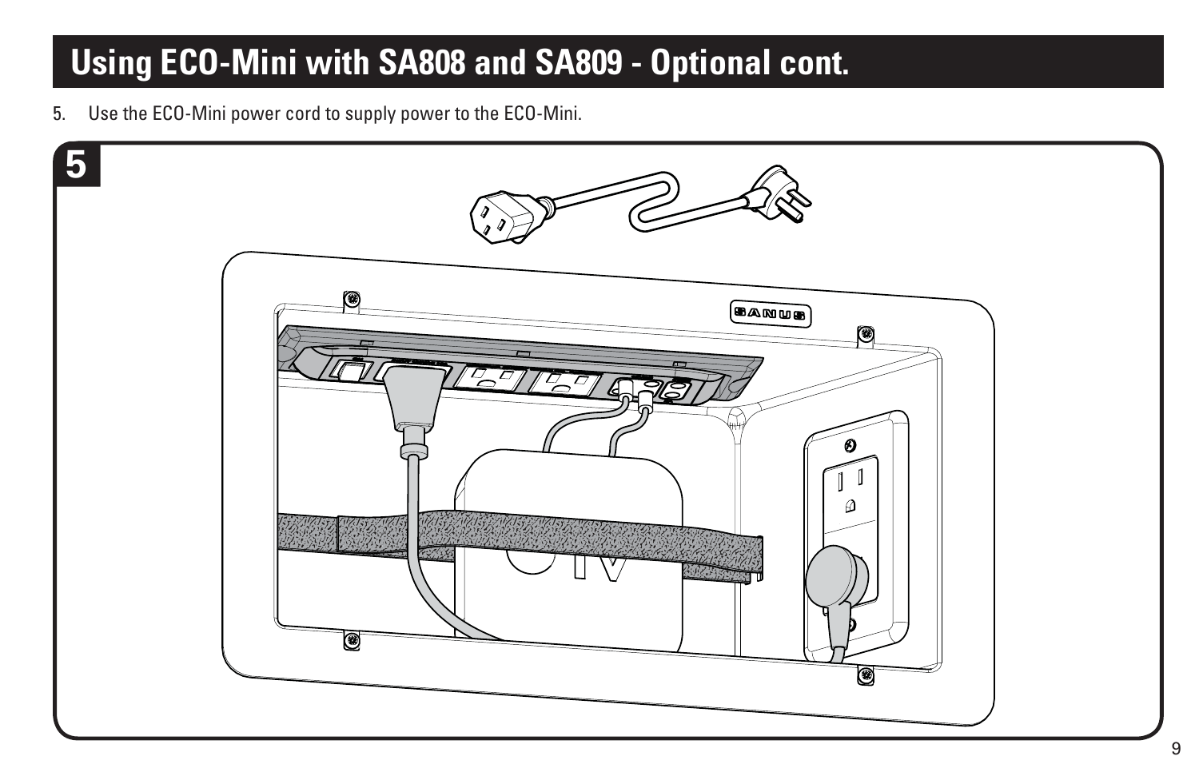# Using ECO-Mini with SA808 and SA809 - Optional cont.

5. Use the ECO-Mini power cord to supply power to the ECO-Mini.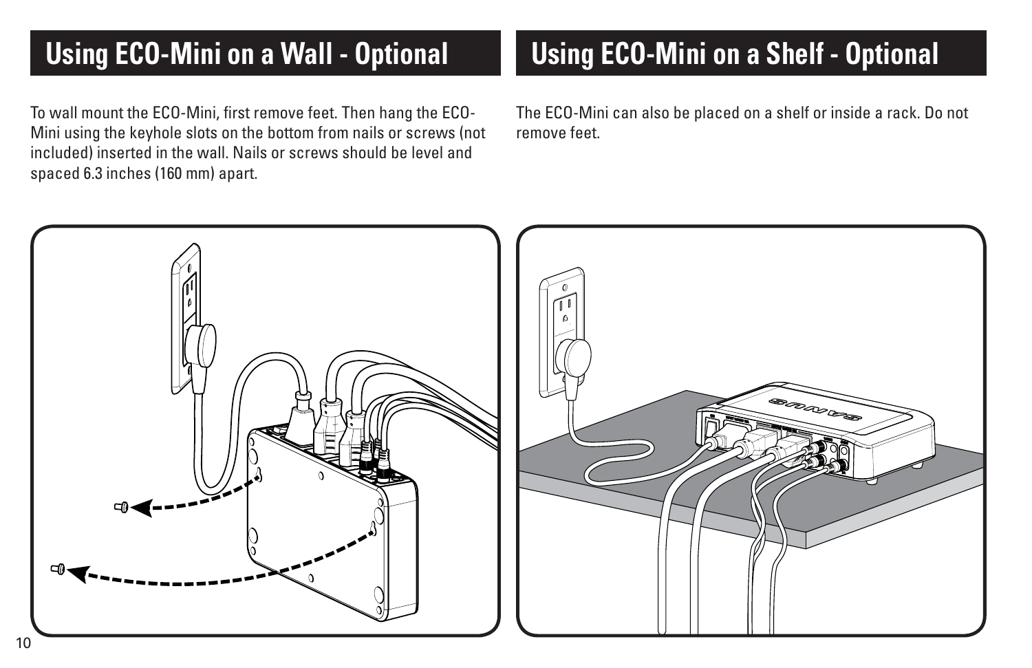## Using ECO-Mini on a Wall - Optional

To wall mount the ECO-Mini, first remove feet. Then hang the ECO-Mini using the keyhole slots on the bottom from nails or screws (not included) inserted in the wall. Nails or screws should be level and spaced 6.3 inches (160 mm) apart.

## Using ECO-Mini on a Shelf - Optional

The ECO-Mini can also be placed on a shelf or inside a rack. Do not remove feet.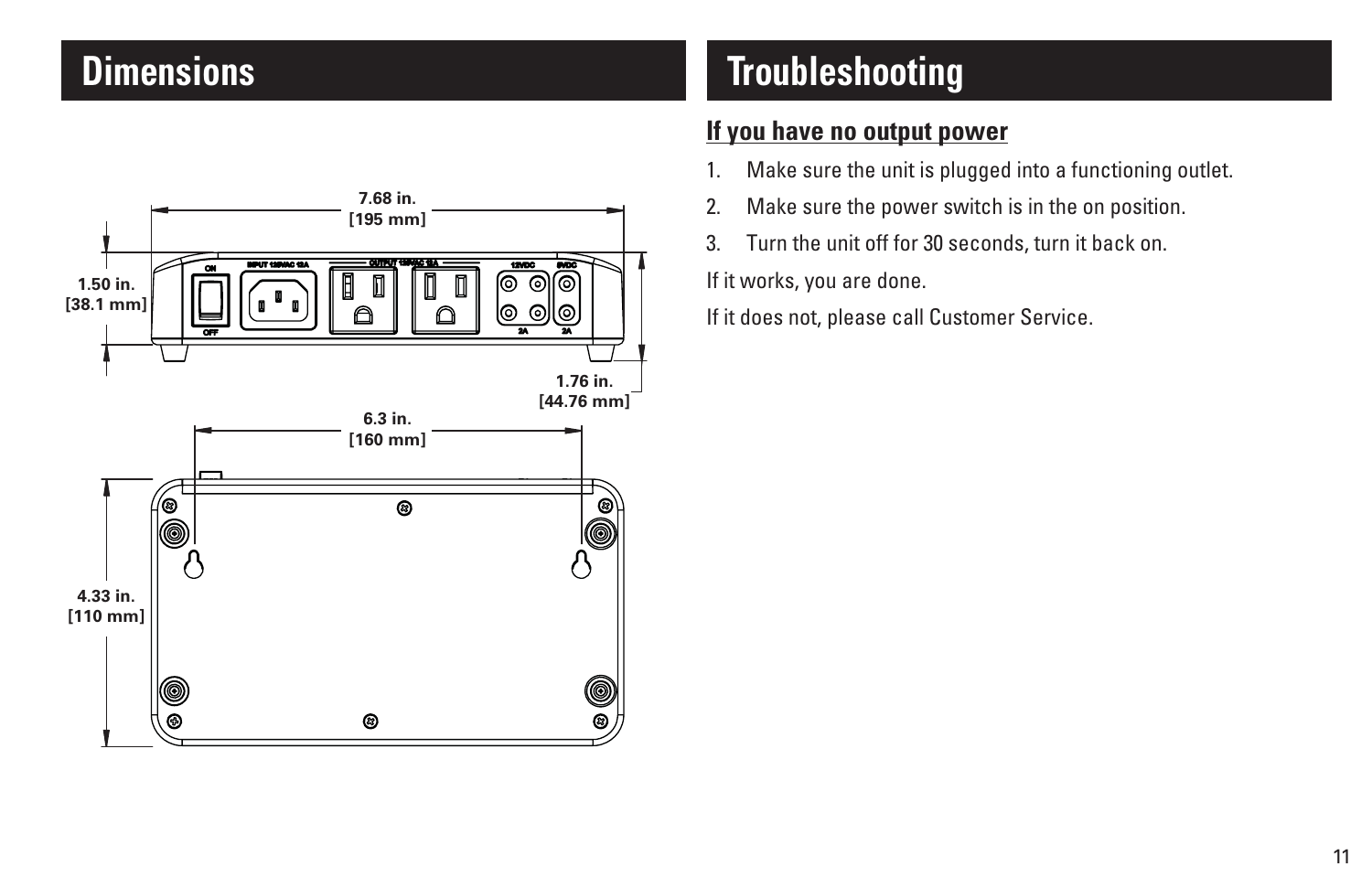## Dimensions

7.68 in.
[195 mm]

1.50 in.
[38.1 mm]

1.76 in.
[44.76 mm]

6.3 in.
[160 mm]

4.33 in.
[110 mm]

## Troubleshooting

### If you have no output power

1. Make sure the unit is plugged into a functioning outlet.
2. Make sure the power switch is in the on position.
3. Turn the unit off for 30 seconds, turn it back on.

If it works, you are done.

If it does not, please call Customer Service.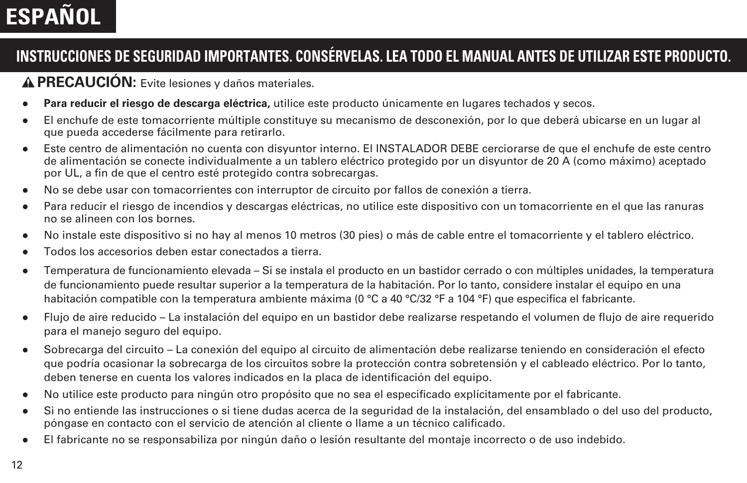# ESPAÑOL

## INSTRUCCIONES DE SEGURIDAD IMPORTANTES. CONSÉRVELAS. LEA TODO EL MANUAL ANTES DE UTILIZAR ESTE PRODUCTO.

⚠ **PRECAUCIÓN:** Evite lesiones y daños materiales.

- **Para reducir el riesgo de descarga eléctrica,** utilice este producto únicamente en lugares techados y secos.
- El enchufe de este tomacorriente múltiple constituye su mecanismo de desconexión, por lo que deberá ubicarse en un lugar al que pueda accederse fácilmente para retirarlo.
- Este centro de alimentación no cuenta con disyuntor interno. El INSTALADOR DEBE cerciorarse de que el enchufe de este centro de alimentación se conecte individualmente a un tablero eléctrico protegido por un disyuntor de 20 A (como máximo) aceptado por UL, a fin de que el centro esté protegido contra sobrecargas.
- No se debe usar con tomacorrientes con interruptor de circuito por fallos de conexión a tierra.
- Para reducir el riesgo de incendios y descargas eléctricas, no utilice este dispositivo con un tomacorriente en el que las ranuras no se alineen con los bornes.
- No instale este dispositivo si no hay al menos 10 metros (30 pies) o más de cable entre el tomacorriente y el tablero eléctrico.
- Todos los accesorios deben estar conectados a tierra.
- Temperatura de funcionamiento elevada – Si se instala el producto en un bastidor cerrado o con múltiples unidades, la temperatura de funcionamiento puede resultar superior a la temperatura de la habitación. Por lo tanto, considere instalar el equipo en una habitación compatible con la temperatura ambiente máxima (0 °C a 40 °C/32 °F a 104 °F) que especifica el fabricante.
- Flujo de aire reducido – La instalación del equipo en un bastidor debe realizarse respetando el volumen de flujo de aire requerido para el manejo seguro del equipo.
- Sobrecarga del circuito – La conexión del equipo al circuito de alimentación debe realizarse teniendo en consideración el efecto que podría ocasionar la sobrecarga de los circuitos sobre la protección contra sobretensión y el cableado eléctrico. Por lo tanto, deben tenerse en cuenta los valores indicados en la placa de identificación del equipo.
- No utilice este producto para ningún otro propósito que no sea el especificado explícitamente por el fabricante.
- Si no entiende las instrucciones o si tiene dudas acerca de la seguridad de la instalación, del ensamblado o del uso del producto, póngase en contacto con el servicio de atención al cliente o llame a un técnico calificado.
- El fabricante no se responsabiliza por ningún daño o lesión resultante del montaje incorrecto o de uso indebido.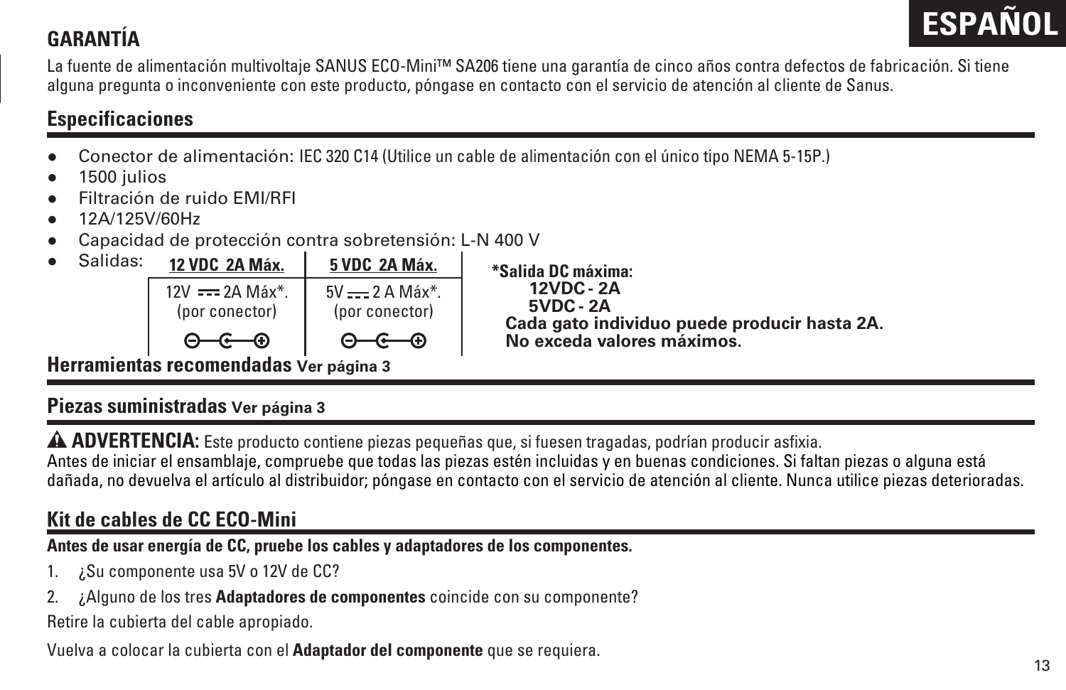**ESPAÑOL**

## GARANTÍA

La fuente de alimentación multivoltaje SANUS ECO-Mini™ SA206 tiene una garantía de cinco años contra defectos de fabricación. Si tiene alguna pregunta o inconveniente con este producto, póngase en contacto con el servicio de atención al cliente de Sanus.

## Especificaciones

- Conector de alimentación: IEC 320 C14 (Utilice un cable de alimentación con el único tipo NEMA 5-15P.)
- 1500 julios
- Filtración de ruido EMI/RFI
- 12A/125V/60Hz
- Capacidad de protección contra sobretensión: L-N 400 V
- Salidas:

| 12 VDC 2A Máx. | 5 VDC 2A Máx. |
|---|---|
| 12V ⎓ 2A Máx*. (por conector) | 5V ⎓ 2 A Máx*. (por conector) |
| ⊖—C—⊕ | ⊖—C—⊕ |

**\*Salida DC máxima:**
**12VDC - 2A**
**5VDC - 2A**
**Cada gato individuo puede producir hasta 2A.**
**No exceda valores máximos.**

## Herramientas recomendadas Ver página 3

## Piezas suministradas Ver página 3

⚠ **ADVERTENCIA:** Este producto contiene piezas pequeñas que, si fuesen tragadas, podrían producir asfixia.
Antes de iniciar el ensamblaje, compruebe que todas las piezas estén incluidas y en buenas condiciones. Si faltan piezas o alguna está dañada, no devuelva el artículo al distribuidor; póngase en contacto con el servicio de atención al cliente. Nunca utilice piezas deterioradas.

## Kit de cables de CC ECO-Mini

**Antes de usar energía de CC, pruebe los cables y adaptadores de los componentes.**

1. ¿Su componente usa 5V o 12V de CC?
2. ¿Alguno de los tres **Adaptadores de componentes** coincide con su componente?

Retire la cubierta del cable apropiado.

Vuelva a colocar la cubierta con el **Adaptador del componente** que se requiera.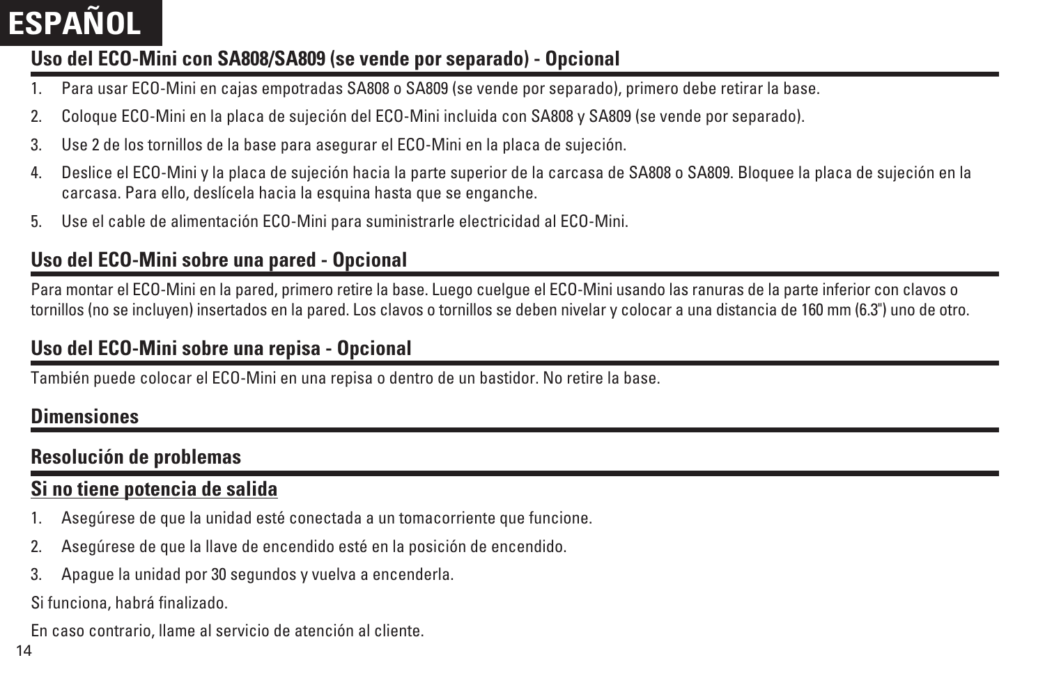# ESPAÑOL

## Uso del ECO-Mini con SA808/SA809 (se vende por separado) - Opcional

1. Para usar ECO-Mini en cajas empotradas SA808 o SA809 (se vende por separado), primero debe retirar la base.
2. Coloque ECO-Mini en la placa de sujeción del ECO-Mini incluida con SA808 y SA809 (se vende por separado).
3. Use 2 de los tornillos de la base para asegurar el ECO-Mini en la placa de sujeción.
4. Deslice el ECO-Mini y la placa de sujeción hacia la parte superior de la carcasa de SA808 o SA809. Bloquee la placa de sujeción en la carcasa. Para ello, deslícela hacia la esquina hasta que se enganche.
5. Use el cable de alimentación ECO-Mini para suministrarle electricidad al ECO-Mini.

## Uso del ECO-Mini sobre una pared - Opcional

Para montar el ECO-Mini en la pared, primero retire la base. Luego cuelgue el ECO-Mini usando las ranuras de la parte inferior con clavos o tornillos (no se incluyen) insertados en la pared. Los clavos o tornillos se deben nivelar y colocar a una distancia de 160 mm (6.3") uno de otro.

## Uso del ECO-Mini sobre una repisa - Opcional

También puede colocar el ECO-Mini en una repisa o dentro de un bastidor. No retire la base.

## Dimensiones

## Resolución de problemas

### Si no tiene potencia de salida

1. Asegúrese de que la unidad esté conectada a un tomacorriente que funcione.
2. Asegúrese de que la llave de encendido esté en la posición de encendido.
3. Apague la unidad por 30 segundos y vuelva a encenderla.

Si funciona, habrá finalizado.

En caso contrario, llame al servicio de atención al cliente.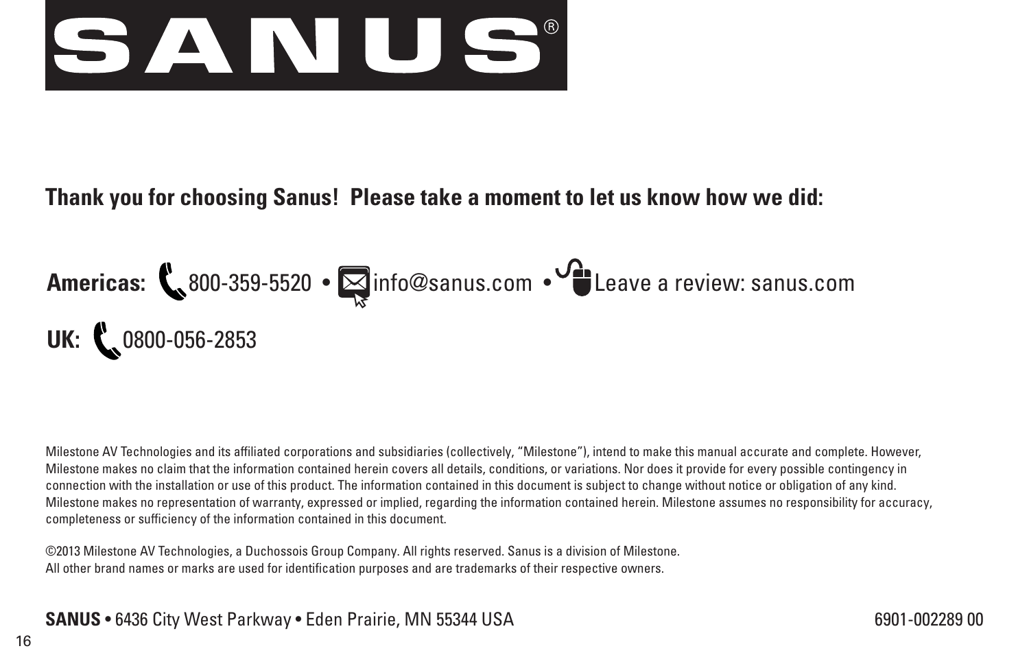# SANUS®

**Thank you for choosing Sanus! Please take a moment to let us know how we did:**

**Americas:** 800-359-5520 • info@sanus.com • Leave a review: sanus.com

**UK:** 0800-056-2853

Milestone AV Technologies and its affiliated corporations and subsidiaries (collectively, "Milestone"), intend to make this manual accurate and complete. However, Milestone makes no claim that the information contained herein covers all details, conditions, or variations. Nor does it provide for every possible contingency in connection with the installation or use of this product. The information contained in this document is subject to change without notice or obligation of any kind. Milestone makes no representation of warranty, expressed or implied, regarding the information contained herein. Milestone assumes no responsibility for accuracy, completeness or sufficiency of the information contained in this document.

©2013 Milestone AV Technologies, a Duchossois Group Company. All rights reserved. Sanus is a division of Milestone.
All other brand names or marks are used for identification purposes and are trademarks of their respective owners.

**SANUS** • 6436 City West Parkway • Eden Prairie, MN 55344 USA

6901-002289 00